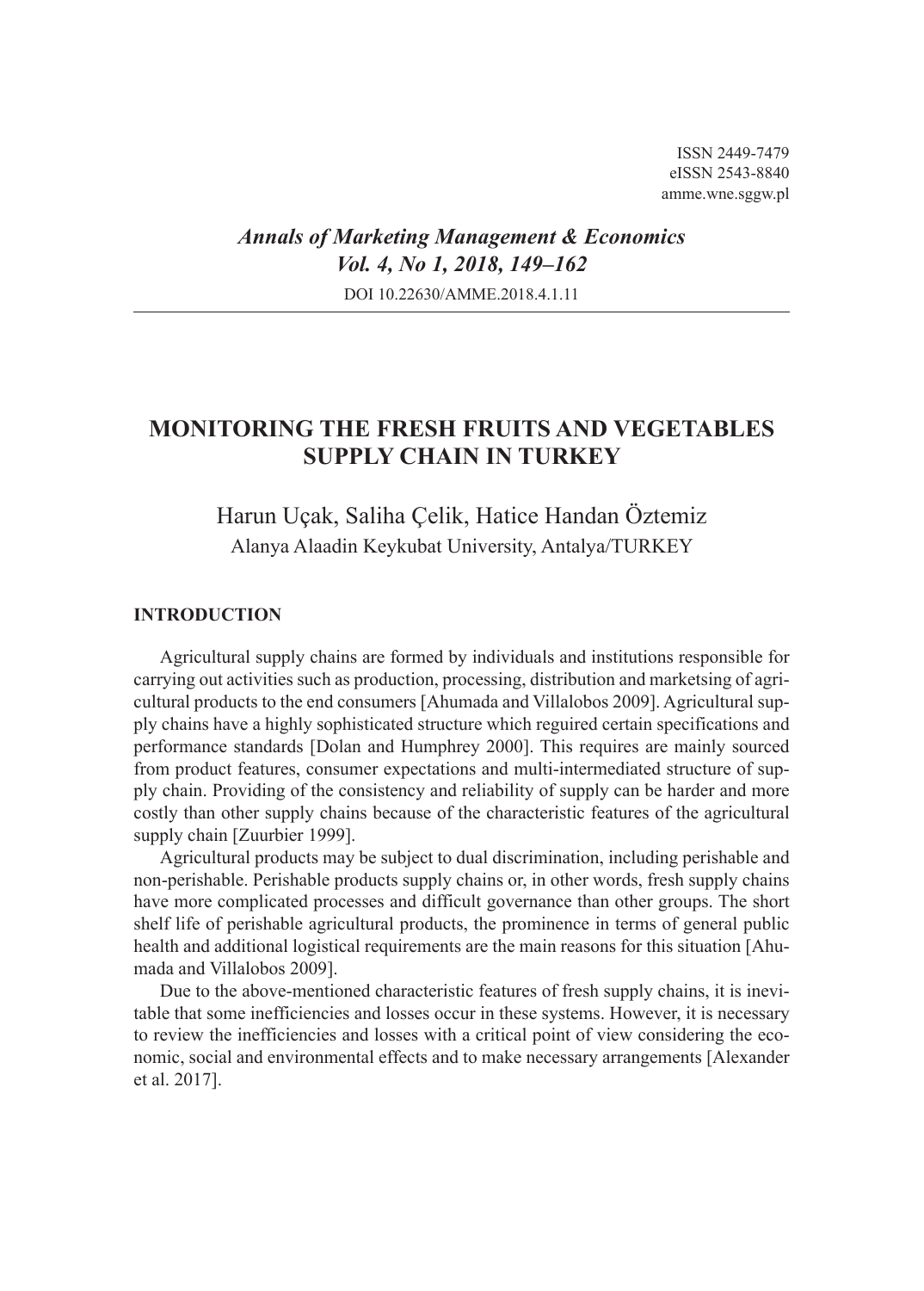ISSN 2449-7479
eISSN 2543-8840
amme.wne.sggw.pl

*Annals of Marketing Management & Economics*
*Vol. 4, No 1, 2018, 149–162*
DOI 10.22630/AMME.2018.4.1.11

# MONITORING THE FRESH FRUITS AND VEGETABLES SUPPLY CHAIN IN TURKEY

Harun Uçak, Saliha Çelik, Hatice Handan Öztemiz
Alanya Alaadin Keykubat University, Antalya/TURKEY

## INTRODUCTION

Agricultural supply chains are formed by individuals and institutions responsible for carrying out activities such as production, processing, distribution and marketsing of agricultural products to the end consumers [Ahumada and Villalobos 2009]. Agricultural supply chains have a highly sophisticated structure which reguired certain specifications and performance standards [Dolan and Humphrey 2000]. This requires are mainly sourced from product features, consumer expectations and multi-intermediated structure of supply chain. Providing of the consistency and reliability of supply can be harder and more costly than other supply chains because of the characteristic features of the agricultural supply chain [Zuurbier 1999].

Agricultural products may be subject to dual discrimination, including perishable and non-perishable. Perishable products supply chains or, in other words, fresh supply chains have more complicated processes and difficult governance than other groups. The short shelf life of perishable agricultural products, the prominence in terms of general public health and additional logistical requirements are the main reasons for this situation [Ahumada and Villalobos 2009].

Due to the above-mentioned characteristic features of fresh supply chains, it is inevitable that some inefficiencies and losses occur in these systems. However, it is necessary to review the inefficiencies and losses with a critical point of view considering the economic, social and environmental effects and to make necessary arrangements [Alexander et al. 2017].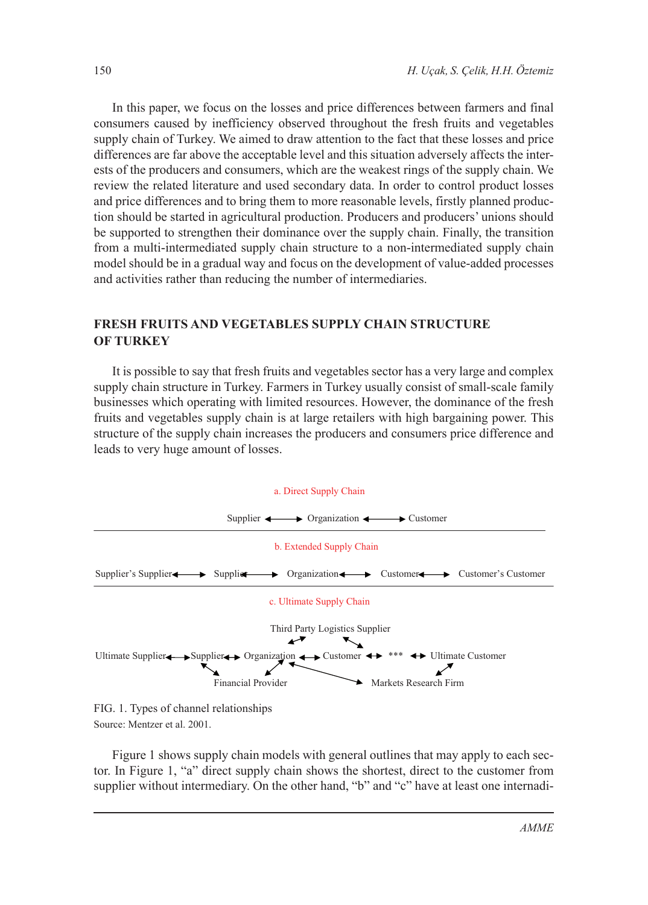In this paper, we focus on the losses and price differences between farmers and final consumers caused by inefficiency observed throughout the fresh fruits and vegetables supply chain of Turkey. We aimed to draw attention to the fact that these losses and price differences are far above the acceptable level and this situation adversely affects the interests of the producers and consumers, which are the weakest rings of the supply chain. We review the related literature and used secondary data. In order to control product losses and price differences and to bring them to more reasonable levels, firstly planned production should be started in agricultural production. Producers and producers' unions should be supported to strengthen their dominance over the supply chain. Finally, the transition from a multi-intermediated supply chain structure to a non-intermediated supply chain model should be in a gradual way and focus on the development of value-added processes and activities rather than reducing the number of intermediaries.

## FRESH FRUITS AND VEGETABLES SUPPLY CHAIN STRUCTURE OF TURKEY

It is possible to say that fresh fruits and vegetables sector has a very large and complex supply chain structure in Turkey. Farmers in Turkey usually consist of small-scale family businesses which operating with limited resources. However, the dominance of the fresh fruits and vegetables supply chain is at large retailers with high bargaining power. This structure of the supply chain increases the producers and consumers price difference and leads to very huge amount of losses.

a. Direct Supply Chain

Supplier ⟷ Organization ⟷ Customer

b. Extended Supply Chain

Supplier's Supplier ⟷ Supplier ⟷ Organization ⟷ Customer ⟷ Customer's Customer

c. Ultimate Supply Chain

Third Party Logistics Supplier

Ultimate Supplier ⟷ Supplier ⟷ Organization ⟷ Customer ⟷ *** ⟷ Ultimate Customer

Financial Provider          Markets Research Firm

FIG. 1. Types of channel relationships

Source: Mentzer et al. 2001.

Figure 1 shows supply chain models with general outlines that may apply to each sector. In Figure 1, "a" direct supply chain shows the shortest, direct to the customer from supplier without intermediary. On the other hand, "b" and "c" have at least one internadi-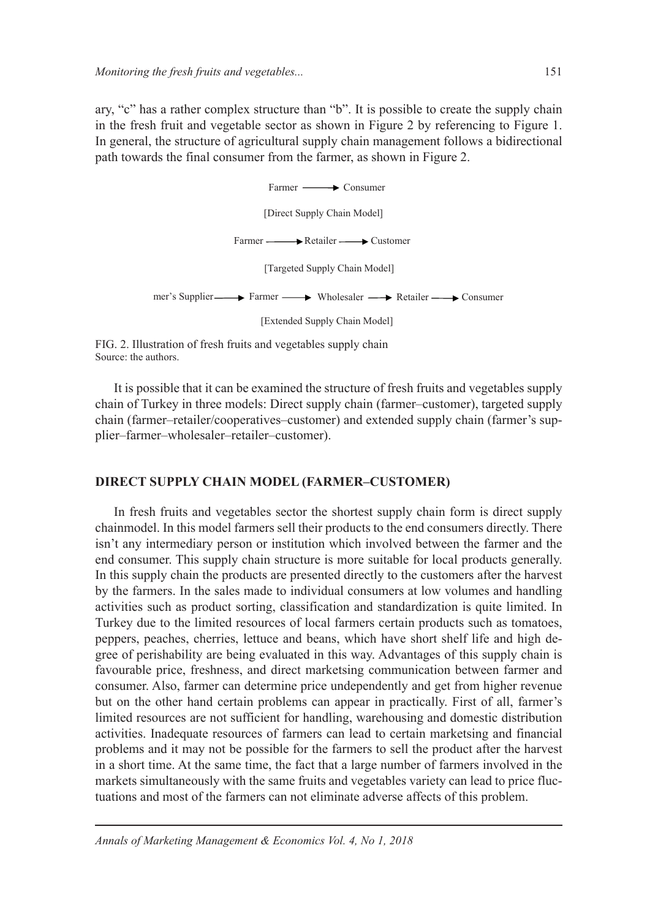ary, "c" has a rather complex structure than "b". It is possible to create the supply chain in the fresh fruit and vegetable sector as shown in Figure 2 by referencing to Figure 1. In general, the structure of agricultural supply chain management follows a bidirectional path towards the final consumer from the farmer, as shown in Figure 2.

Farmer ⟶ Consumer

[Direct Supply Chain Model]

Farmer ⟶ Retailer ⟶ Customer

[Targeted Supply Chain Model]

mer's Supplier ⟶ Farmer ⟶ Wholesaler ⟶ Retailer ⟶ Consumer

[Extended Supply Chain Model]

FIG. 2. Illustration of fresh fruits and vegetables supply chain
Source: the authors.

It is possible that it can be examined the structure of fresh fruits and vegetables supply chain of Turkey in three models: Direct supply chain (farmer–customer), targeted supply chain (farmer–retailer/cooperatives–customer) and extended supply chain (farmer's supplier–farmer–wholesaler–retailer–customer).

## DIRECT SUPPLY CHAIN MODEL (FARMER–CUSTOMER)

In fresh fruits and vegetables sector the shortest supply chain form is direct supply chainmodel. In this model farmers sell their products to the end consumers directly. There isn't any intermediary person or institution which involved between the farmer and the end consumer. This supply chain structure is more suitable for local products generally. In this supply chain the products are presented directly to the customers after the harvest by the farmers. In the sales made to individual consumers at low volumes and handling activities such as product sorting, classification and standardization is quite limited. In Turkey due to the limited resources of local farmers certain products such as tomatoes, peppers, peaches, cherries, lettuce and beans, which have short shelf life and high degree of perishability are being evaluated in this way. Advantages of this supply chain is favourable price, freshness, and direct marketsing communication between farmer and consumer. Also, farmer can determine price undependently and get from higher revenue but on the other hand certain problems can appear in practically. First of all, farmer's limited resources are not sufficient for handling, warehousing and domestic distribution activities. Inadequate resources of farmers can lead to certain marketsing and financial problems and it may not be possible for the farmers to sell the product after the harvest in a short time. At the same time, the fact that a large number of farmers involved in the markets simultaneously with the same fruits and vegetables variety can lead to price fluctuations and most of the farmers can not eliminate adverse affects of this problem.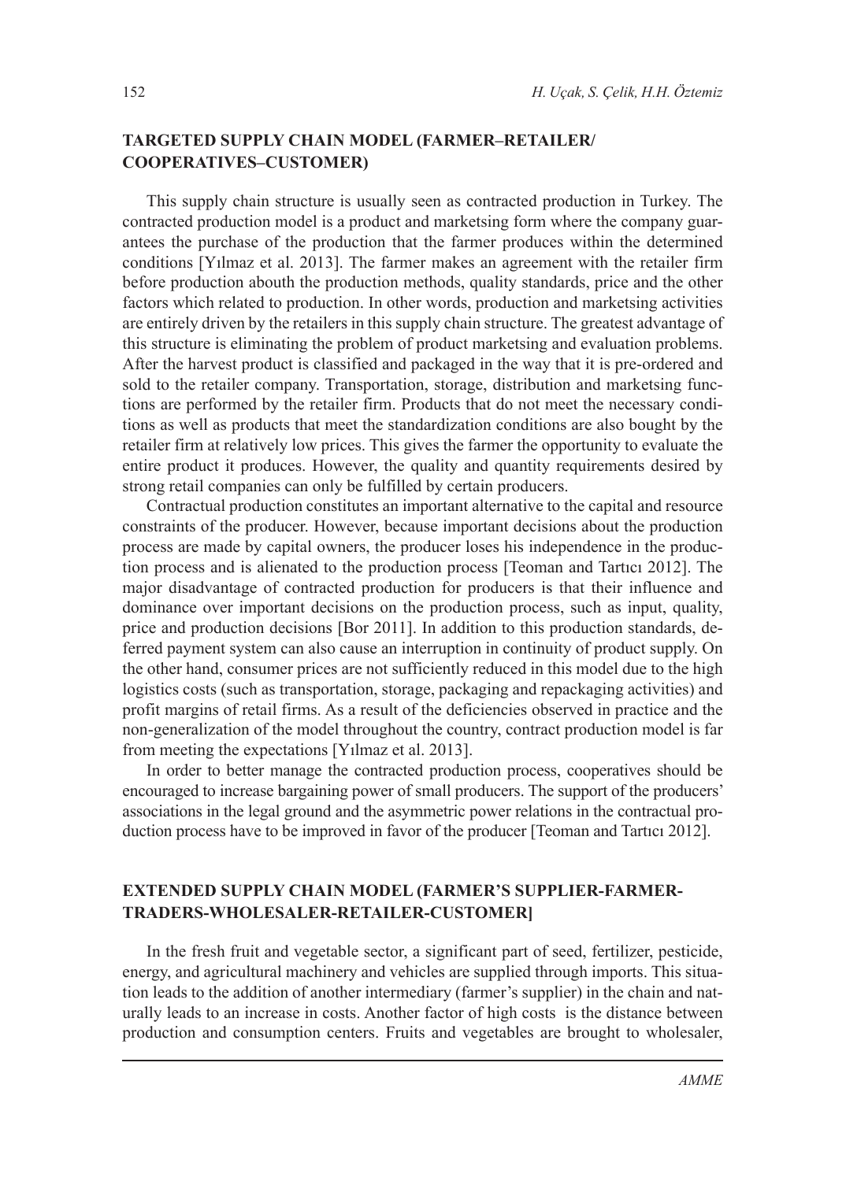## TARGETED SUPPLY CHAIN MODEL (FARMER–RETAILER/ COOPERATIVES–CUSTOMER)

This supply chain structure is usually seen as contracted production in Turkey. The contracted production model is a product and marketsing form where the company guarantees the purchase of the production that the farmer produces within the determined conditions [Yılmaz et al. 2013]. The farmer makes an agreement with the retailer firm before production abouth the production methods, quality standards, price and the other factors which related to production. In other words, production and marketsing activities are entirely driven by the retailers in this supply chain structure. The greatest advantage of this structure is eliminating the problem of product marketsing and evaluation problems. After the harvest product is classified and packaged in the way that it is pre-ordered and sold to the retailer company. Transportation, storage, distribution and marketsing functions are performed by the retailer firm. Products that do not meet the necessary conditions as well as products that meet the standardization conditions are also bought by the retailer firm at relatively low prices. This gives the farmer the opportunity to evaluate the entire product it produces. However, the quality and quantity requirements desired by strong retail companies can only be fulfilled by certain producers.

Contractual production constitutes an important alternative to the capital and resource constraints of the producer. However, because important decisions about the production process are made by capital owners, the producer loses his independence in the production process and is alienated to the production process [Teoman and Tartıcı 2012]. The major disadvantage of contracted production for producers is that their influence and dominance over important decisions on the production process, such as input, quality, price and production decisions [Bor 2011]. In addition to this production standards, deferred payment system can also cause an interruption in continuity of product supply. On the other hand, consumer prices are not sufficiently reduced in this model due to the high logistics costs (such as transportation, storage, packaging and repackaging activities) and profit margins of retail firms. As a result of the deficiencies observed in practice and the non-generalization of the model throughout the country, contract production model is far from meeting the expectations [Yılmaz et al. 2013].

In order to better manage the contracted production process, cooperatives should be encouraged to increase bargaining power of small producers. The support of the producers' associations in the legal ground and the asymmetric power relations in the contractual production process have to be improved in favor of the producer [Teoman and Tartıcı 2012].

## EXTENDED SUPPLY CHAIN MODEL (FARMER'S SUPPLIER-FARMER-TRADERS-WHOLESALER-RETAILER-CUSTOMER]

In the fresh fruit and vegetable sector, a significant part of seed, fertilizer, pesticide, energy, and agricultural machinery and vehicles are supplied through imports. This situation leads to the addition of another intermediary (farmer's supplier) in the chain and naturally leads to an increase in costs. Another factor of high costs is the distance between production and consumption centers. Fruits and vegetables are brought to wholesaler,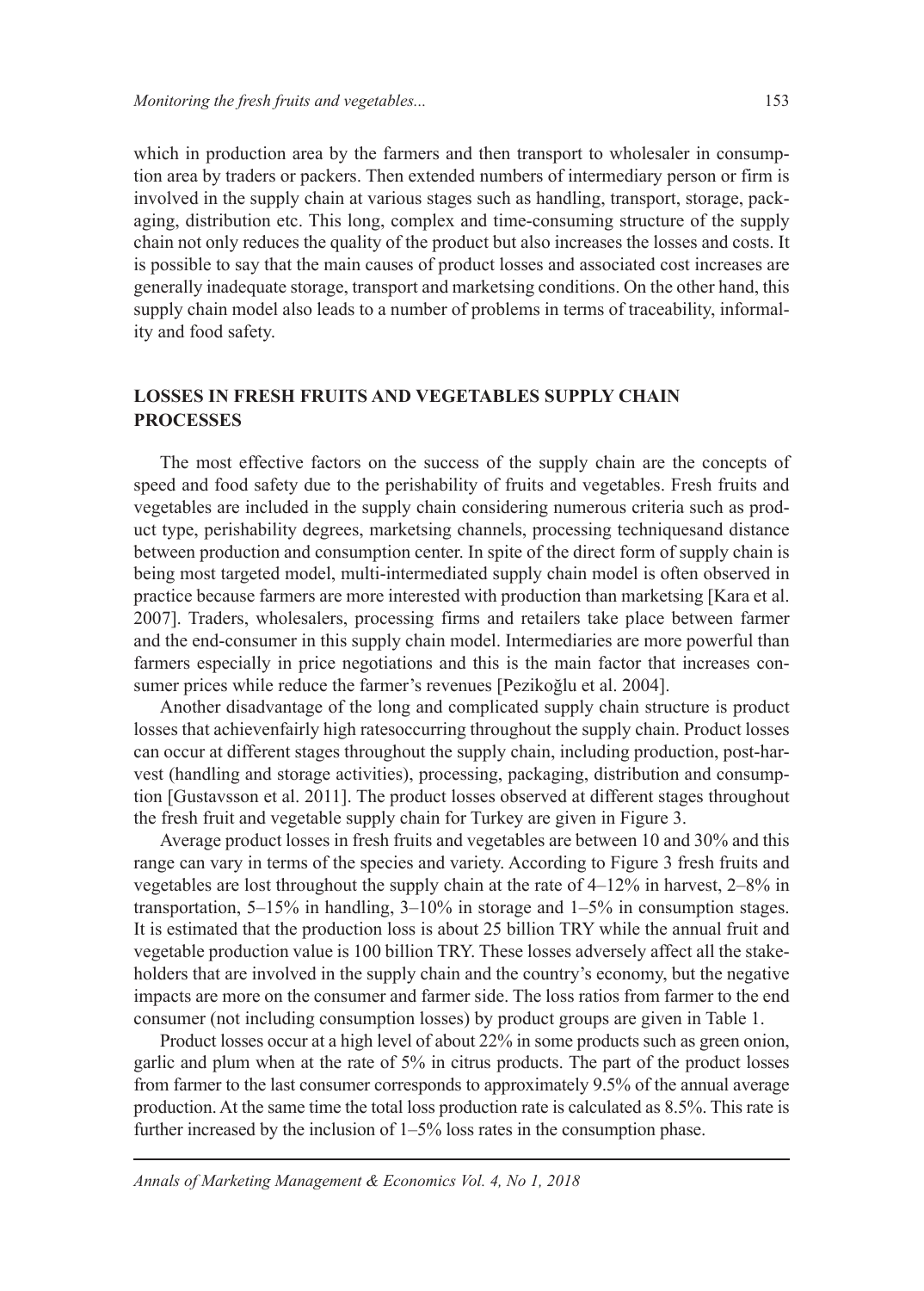which in production area by the farmers and then transport to wholesaler in consumption area by traders or packers. Then extended numbers of intermediary person or firm is involved in the supply chain at various stages such as handling, transport, storage, packaging, distribution etc. This long, complex and time-consuming structure of the supply chain not only reduces the quality of the product but also increases the losses and costs. It is possible to say that the main causes of product losses and associated cost increases are generally inadequate storage, transport and marketsing conditions. On the other hand, this supply chain model also leads to a number of problems in terms of traceability, informality and food safety.

## LOSSES IN FRESH FRUITS AND VEGETABLES SUPPLY CHAIN PROCESSES

The most effective factors on the success of the supply chain are the concepts of speed and food safety due to the perishability of fruits and vegetables. Fresh fruits and vegetables are included in the supply chain considering numerous criteria such as product type, perishability degrees, marketsing channels, processing techniquesand distance between production and consumption center. In spite of the direct form of supply chain is being most targeted model, multi-intermediated supply chain model is often observed in practice because farmers are more interested with production than marketsing [Kara et al. 2007]. Traders, wholesalers, processing firms and retailers take place between farmer and the end-consumer in this supply chain model. Intermediaries are more powerful than farmers especially in price negotiations and this is the main factor that increases consumer prices while reduce the farmer's revenues [Pezikoğlu et al. 2004].

Another disadvantage of the long and complicated supply chain structure is product losses that achievenfairly high ratesoccurring throughout the supply chain. Product losses can occur at different stages throughout the supply chain, including production, post-harvest (handling and storage activities), processing, packaging, distribution and consumption [Gustavsson et al. 2011]. The product losses observed at different stages throughout the fresh fruit and vegetable supply chain for Turkey are given in Figure 3.

Average product losses in fresh fruits and vegetables are between 10 and 30% and this range can vary in terms of the species and variety. According to Figure 3 fresh fruits and vegetables are lost throughout the supply chain at the rate of 4–12% in harvest, 2–8% in transportation, 5–15% in handling, 3–10% in storage and 1–5% in consumption stages. It is estimated that the production loss is about 25 billion TRY while the annual fruit and vegetable production value is 100 billion TRY. These losses adversely affect all the stakeholders that are involved in the supply chain and the country's economy, but the negative impacts are more on the consumer and farmer side. The loss ratios from farmer to the end consumer (not including consumption losses) by product groups are given in Table 1.

Product losses occur at a high level of about 22% in some products such as green onion, garlic and plum when at the rate of 5% in citrus products. The part of the product losses from farmer to the last consumer corresponds to approximately 9.5% of the annual average production. At the same time the total loss production rate is calculated as 8.5%. This rate is further increased by the inclusion of 1–5% loss rates in the consumption phase.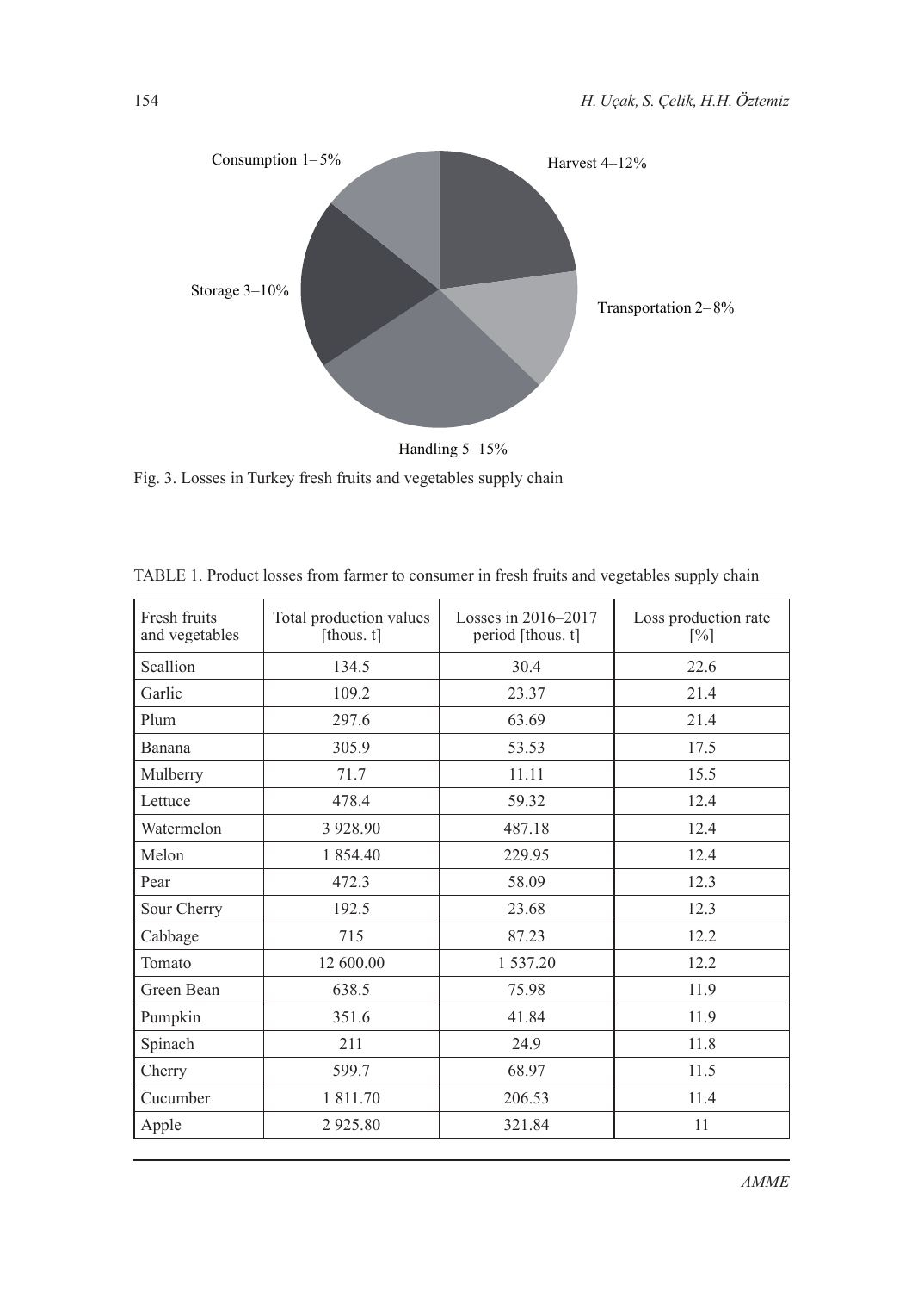Fig. 3. Losses in Turkey fresh fruits and vegetables supply chain

TABLE 1. Product losses from farmer to consumer in fresh fruits and vegetables supply chain

| Fresh fruits and vegetables | Total production values [thous. t] | Losses in 2016–2017 period [thous. t] | Loss production rate [%] |
|---|---|---|---|
| Scallion | 134.5 | 30.4 | 22.6 |
| Garlic | 109.2 | 23.37 | 21.4 |
| Plum | 297.6 | 63.69 | 21.4 |
| Banana | 305.9 | 53.53 | 17.5 |
| Mulberry | 71.7 | 11.11 | 15.5 |
| Lettuce | 478.4 | 59.32 | 12.4 |
| Watermelon | 3 928.90 | 487.18 | 12.4 |
| Melon | 1 854.40 | 229.95 | 12.4 |
| Pear | 472.3 | 58.09 | 12.3 |
| Sour Cherry | 192.5 | 23.68 | 12.3 |
| Cabbage | 715 | 87.23 | 12.2 |
| Tomato | 12 600.00 | 1 537.20 | 12.2 |
| Green Bean | 638.5 | 75.98 | 11.9 |
| Pumpkin | 351.6 | 41.84 | 11.9 |
| Spinach | 211 | 24.9 | 11.8 |
| Cherry | 599.7 | 68.97 | 11.5 |
| Cucumber | 1 811.70 | 206.53 | 11.4 |
| Apple | 2 925.80 | 321.84 | 11 |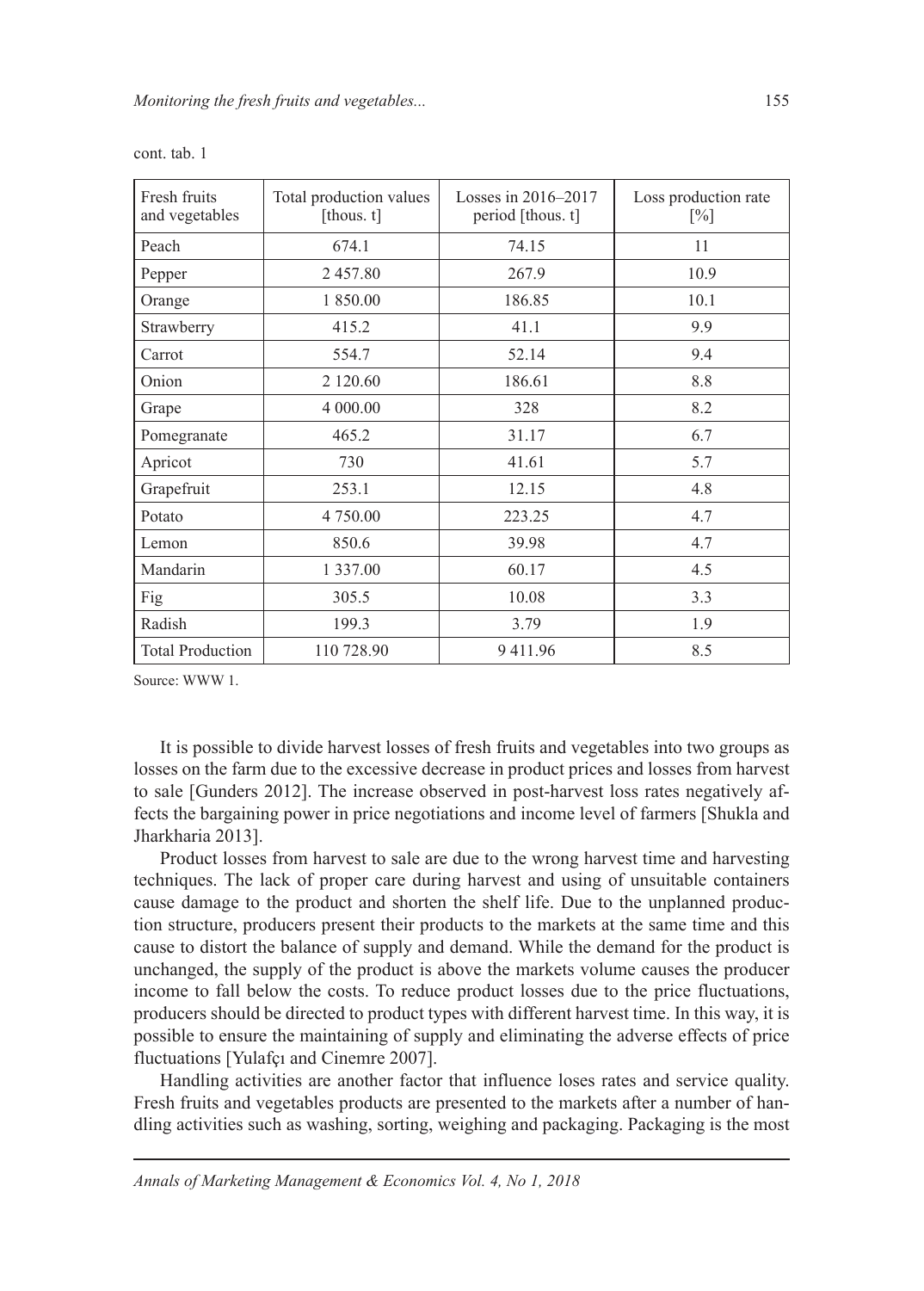cont. tab. 1

| Fresh fruits and vegetables | Total production values [thous. t] | Losses in 2016–2017 period [thous. t] | Loss production rate [%] |
|---|---|---|---|
| Peach | 674.1 | 74.15 | 11 |
| Pepper | 2 457.80 | 267.9 | 10.9 |
| Orange | 1 850.00 | 186.85 | 10.1 |
| Strawberry | 415.2 | 41.1 | 9.9 |
| Carrot | 554.7 | 52.14 | 9.4 |
| Onion | 2 120.60 | 186.61 | 8.8 |
| Grape | 4 000.00 | 328 | 8.2 |
| Pomegranate | 465.2 | 31.17 | 6.7 |
| Apricot | 730 | 41.61 | 5.7 |
| Grapefruit | 253.1 | 12.15 | 4.8 |
| Potato | 4 750.00 | 223.25 | 4.7 |
| Lemon | 850.6 | 39.98 | 4.7 |
| Mandarin | 1 337.00 | 60.17 | 4.5 |
| Fig | 305.5 | 10.08 | 3.3 |
| Radish | 199.3 | 3.79 | 1.9 |
| Total Production | 110 728.90 | 9 411.96 | 8.5 |

Source: WWW 1.

It is possible to divide harvest losses of fresh fruits and vegetables into two groups as losses on the farm due to the excessive decrease in product prices and losses from harvest to sale [Gunders 2012]. The increase observed in post-harvest loss rates negatively affects the bargaining power in price negotiations and income level of farmers [Shukla and Jharkharia 2013].

Product losses from harvest to sale are due to the wrong harvest time and harvesting techniques. The lack of proper care during harvest and using of unsuitable containers cause damage to the product and shorten the shelf life. Due to the unplanned production structure, producers present their products to the markets at the same time and this cause to distort the balance of supply and demand. While the demand for the product is unchanged, the supply of the product is above the markets volume causes the producer income to fall below the costs. To reduce product losses due to the price fluctuations, producers should be directed to product types with different harvest time. In this way, it is possible to ensure the maintaining of supply and eliminating the adverse effects of price fluctuations [Yulafçı and Cinemre 2007].

Handling activities are another factor that influence loses rates and service quality. Fresh fruits and vegetables products are presented to the markets after a number of handling activities such as washing, sorting, weighing and packaging. Packaging is the most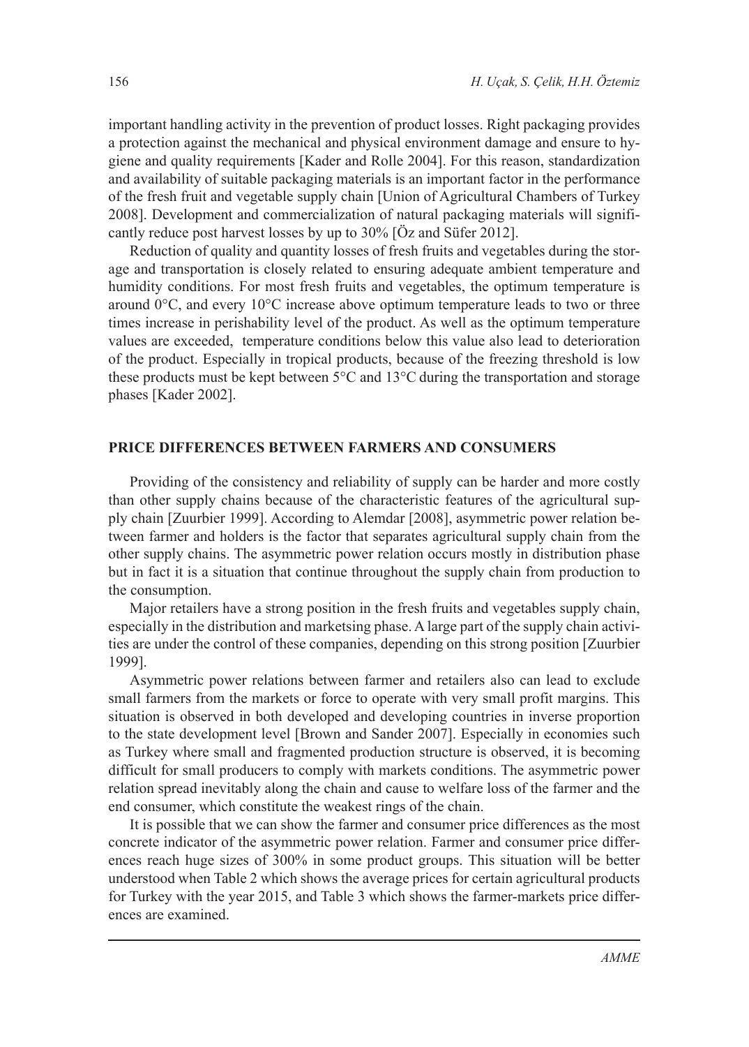important handling activity in the prevention of product losses. Right packaging provides a protection against the mechanical and physical environment damage and ensure to hygiene and quality requirements [Kader and Rolle 2004]. For this reason, standardization and availability of suitable packaging materials is an important factor in the performance of the fresh fruit and vegetable supply chain [Union of Agricultural Chambers of Turkey 2008]. Development and commercialization of natural packaging materials will significantly reduce post harvest losses by up to 30% [Öz and Süfer 2012].

Reduction of quality and quantity losses of fresh fruits and vegetables during the storage and transportation is closely related to ensuring adequate ambient temperature and humidity conditions. For most fresh fruits and vegetables, the optimum temperature is around 0°C, and every 10°C increase above optimum temperature leads to two or three times increase in perishability level of the product. As well as the optimum temperature values are exceeded, temperature conditions below this value also lead to deterioration of the product. Especially in tropical products, because of the freezing threshold is low these products must be kept between 5°C and 13°C during the transportation and storage phases [Kader 2002].

## PRICE DIFFERENCES BETWEEN FARMERS AND CONSUMERS

Providing of the consistency and reliability of supply can be harder and more costly than other supply chains because of the characteristic features of the agricultural supply chain [Zuurbier 1999]. According to Alemdar [2008], asymmetric power relation between farmer and holders is the factor that separates agricultural supply chain from the other supply chains. The asymmetric power relation occurs mostly in distribution phase but in fact it is a situation that continue throughout the supply chain from production to the consumption.

Major retailers have a strong position in the fresh fruits and vegetables supply chain, especially in the distribution and marketsing phase. A large part of the supply chain activities are under the control of these companies, depending on this strong position [Zuurbier 1999].

Asymmetric power relations between farmer and retailers also can lead to exclude small farmers from the markets or force to operate with very small profit margins. This situation is observed in both developed and developing countries in inverse proportion to the state development level [Brown and Sander 2007]. Especially in economies such as Turkey where small and fragmented production structure is observed, it is becoming difficult for small producers to comply with markets conditions. The asymmetric power relation spread inevitably along the chain and cause to welfare loss of the farmer and the end consumer, which constitute the weakest rings of the chain.

It is possible that we can show the farmer and consumer price differences as the most concrete indicator of the asymmetric power relation. Farmer and consumer price differences reach huge sizes of 300% in some product groups. This situation will be better understood when Table 2 which shows the average prices for certain agricultural products for Turkey with the year 2015, and Table 3 which shows the farmer-markets price differences are examined.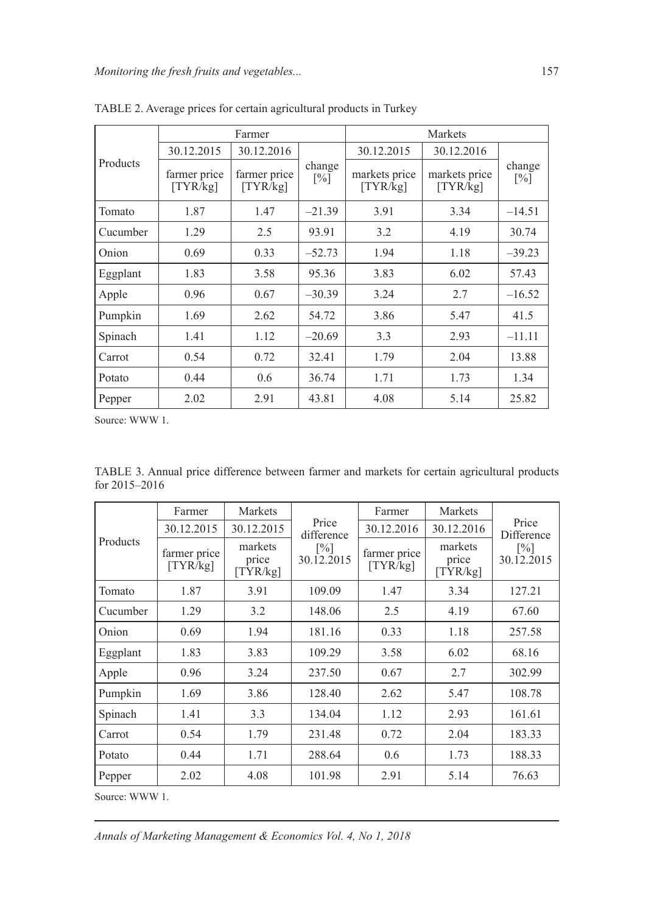TABLE 2. Average prices for certain agricultural products in Turkey

| Products | Farmer | | | Markets | | |
|---|---|---|---|---|---|---|
| | 30.12.2015 | 30.12.2016 | change [%] | 30.12.2015 | 30.12.2016 | change [%] |
| | farmer price [TYR/kg] | farmer price [TYR/kg] | | markets price [TYR/kg] | markets price [TYR/kg] | |
| Tomato | 1.87 | 1.47 | –21.39 | 3.91 | 3.34 | –14.51 |
| Cucumber | 1.29 | 2.5 | 93.91 | 3.2 | 4.19 | 30.74 |
| Onion | 0.69 | 0.33 | –52.73 | 1.94 | 1.18 | –39.23 |
| Eggplant | 1.83 | 3.58 | 95.36 | 3.83 | 6.02 | 57.43 |
| Apple | 0.96 | 0.67 | –30.39 | 3.24 | 2.7 | –16.52 |
| Pumpkin | 1.69 | 2.62 | 54.72 | 3.86 | 5.47 | 41.5 |
| Spinach | 1.41 | 1.12 | –20.69 | 3.3 | 2.93 | –11.11 |
| Carrot | 0.54 | 0.72 | 32.41 | 1.79 | 2.04 | 13.88 |
| Potato | 0.44 | 0.6 | 36.74 | 1.71 | 1.73 | 1.34 |
| Pepper | 2.02 | 2.91 | 43.81 | 4.08 | 5.14 | 25.82 |

Source: WWW 1.

TABLE 3. Annual price difference between farmer and markets for certain agricultural products for 2015–2016

| Products | Farmer | Markets | Price difference [%] 30.12.2015 | Farmer | Markets | Price Difference [%] 30.12.2015 |
|---|---|---|---|---|---|---|
| | 30.12.2015 | 30.12.2015 | | 30.12.2016 | 30.12.2016 | |
| | farmer price [TYR/kg] | markets price [TYR/kg] | | farmer price [TYR/kg] | markets price [TYR/kg] | |
| Tomato | 1.87 | 3.91 | 109.09 | 1.47 | 3.34 | 127.21 |
| Cucumber | 1.29 | 3.2 | 148.06 | 2.5 | 4.19 | 67.60 |
| Onion | 0.69 | 1.94 | 181.16 | 0.33 | 1.18 | 257.58 |
| Eggplant | 1.83 | 3.83 | 109.29 | 3.58 | 6.02 | 68.16 |
| Apple | 0.96 | 3.24 | 237.50 | 0.67 | 2.7 | 302.99 |
| Pumpkin | 1.69 | 3.86 | 128.40 | 2.62 | 5.47 | 108.78 |
| Spinach | 1.41 | 3.3 | 134.04 | 1.12 | 2.93 | 161.61 |
| Carrot | 0.54 | 1.79 | 231.48 | 0.72 | 2.04 | 183.33 |
| Potato | 0.44 | 1.71 | 288.64 | 0.6 | 1.73 | 188.33 |
| Pepper | 2.02 | 4.08 | 101.98 | 2.91 | 5.14 | 76.63 |

Source: WWW 1.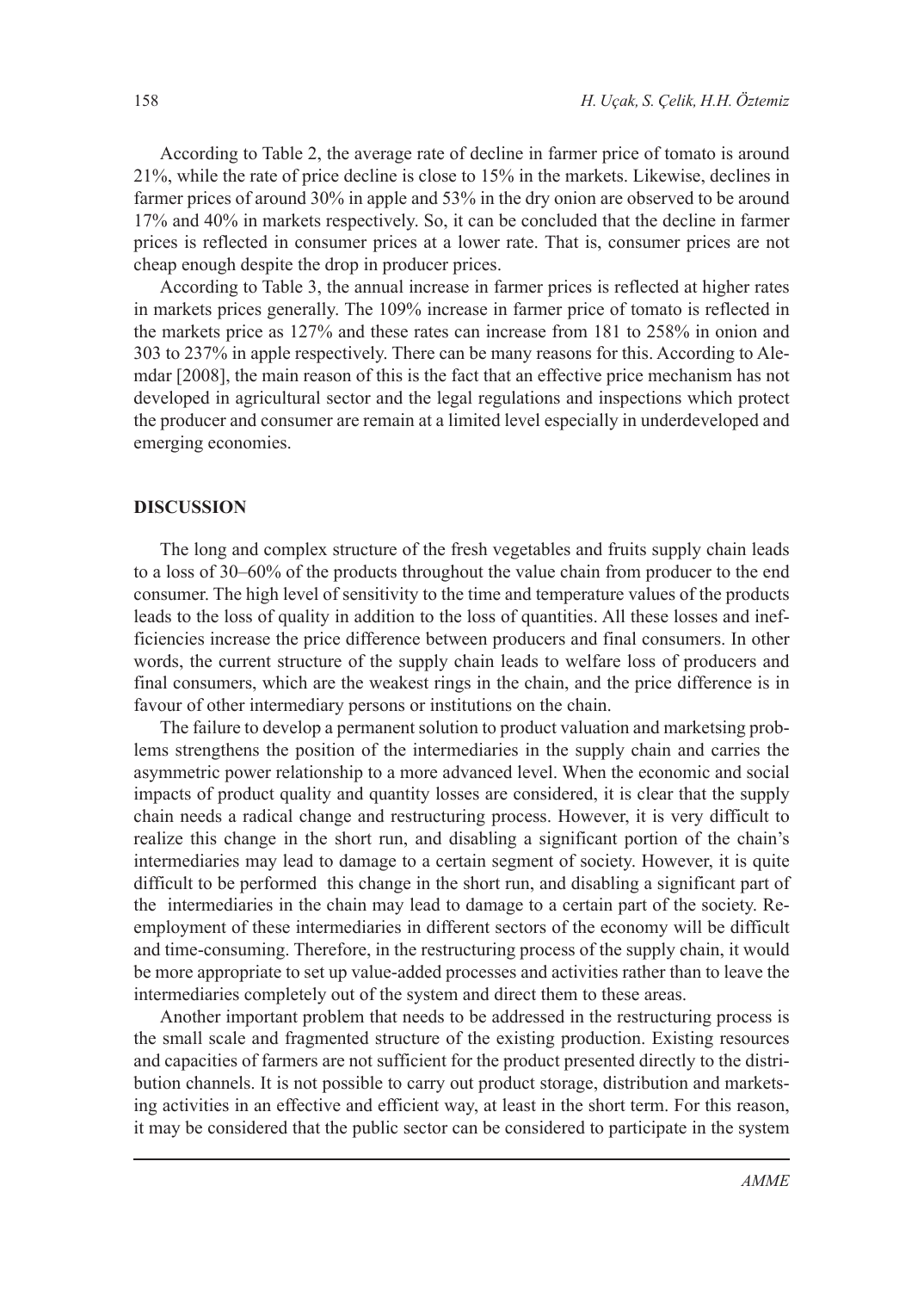According to Table 2, the average rate of decline in farmer price of tomato is around 21%, while the rate of price decline is close to 15% in the markets. Likewise, declines in farmer prices of around 30% in apple and 53% in the dry onion are observed to be around 17% and 40% in markets respectively. So, it can be concluded that the decline in farmer prices is reflected in consumer prices at a lower rate. That is, consumer prices are not cheap enough despite the drop in producer prices.

According to Table 3, the annual increase in farmer prices is reflected at higher rates in markets prices generally. The 109% increase in farmer price of tomato is reflected in the markets price as 127% and these rates can increase from 181 to 258% in onion and 303 to 237% in apple respectively. There can be many reasons for this. According to Alemdar [2008], the main reason of this is the fact that an effective price mechanism has not developed in agricultural sector and the legal regulations and inspections which protect the producer and consumer are remain at a limited level especially in underdeveloped and emerging economies.

## DISCUSSION

The long and complex structure of the fresh vegetables and fruits supply chain leads to a loss of 30–60% of the products throughout the value chain from producer to the end consumer. The high level of sensitivity to the time and temperature values of the products leads to the loss of quality in addition to the loss of quantities. All these losses and inefficiencies increase the price difference between producers and final consumers. In other words, the current structure of the supply chain leads to welfare loss of producers and final consumers, which are the weakest rings in the chain, and the price difference is in favour of other intermediary persons or institutions on the chain.

The failure to develop a permanent solution to product valuation and marketsing problems strengthens the position of the intermediaries in the supply chain and carries the asymmetric power relationship to a more advanced level. When the economic and social impacts of product quality and quantity losses are considered, it is clear that the supply chain needs a radical change and restructuring process. However, it is very difficult to realize this change in the short run, and disabling a significant portion of the chain's intermediaries may lead to damage to a certain segment of society. However, it is quite difficult to be performed this change in the short run, and disabling a significant part of the intermediaries in the chain may lead to damage to a certain part of the society. Reemployment of these intermediaries in different sectors of the economy will be difficult and time-consuming. Therefore, in the restructuring process of the supply chain, it would be more appropriate to set up value-added processes and activities rather than to leave the intermediaries completely out of the system and direct them to these areas.

Another important problem that needs to be addressed in the restructuring process is the small scale and fragmented structure of the existing production. Existing resources and capacities of farmers are not sufficient for the product presented directly to the distribution channels. It is not possible to carry out product storage, distribution and marketsing activities in an effective and efficient way, at least in the short term. For this reason, it may be considered that the public sector can be considered to participate in the system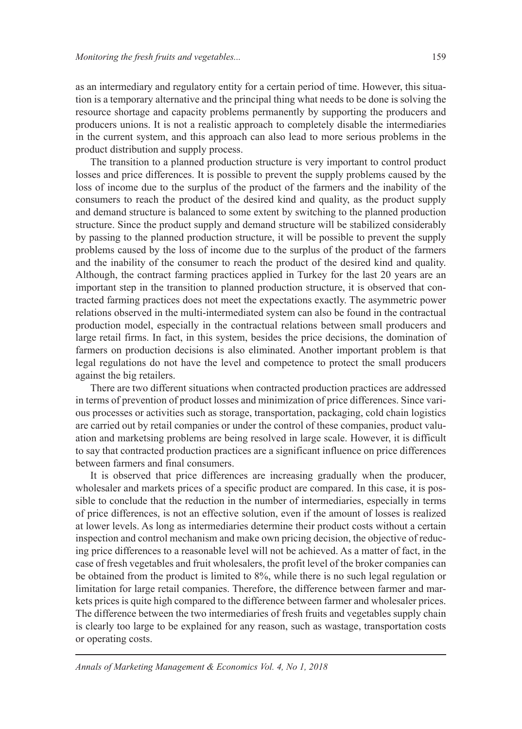as an intermediary and regulatory entity for a certain period of time. However, this situation is a temporary alternative and the principal thing what needs to be done is solving the resource shortage and capacity problems permanently by supporting the producers and producers unions. It is not a realistic approach to completely disable the intermediaries in the current system, and this approach can also lead to more serious problems in the product distribution and supply process.

The transition to a planned production structure is very important to control product losses and price differences. It is possible to prevent the supply problems caused by the loss of income due to the surplus of the product of the farmers and the inability of the consumers to reach the product of the desired kind and quality, as the product supply and demand structure is balanced to some extent by switching to the planned production structure. Since the product supply and demand structure will be stabilized considerably by passing to the planned production structure, it will be possible to prevent the supply problems caused by the loss of income due to the surplus of the product of the farmers and the inability of the consumer to reach the product of the desired kind and quality. Although, the contract farming practices applied in Turkey for the last 20 years are an important step in the transition to planned production structure, it is observed that contracted farming practices does not meet the expectations exactly. The asymmetric power relations observed in the multi-intermediated system can also be found in the contractual production model, especially in the contractual relations between small producers and large retail firms. In fact, in this system, besides the price decisions, the domination of farmers on production decisions is also eliminated. Another important problem is that legal regulations do not have the level and competence to protect the small producers against the big retailers.

There are two different situations when contracted production practices are addressed in terms of prevention of product losses and minimization of price differences. Since various processes or activities such as storage, transportation, packaging, cold chain logistics are carried out by retail companies or under the control of these companies, product valuation and marketsing problems are being resolved in large scale. However, it is difficult to say that contracted production practices are a significant influence on price differences between farmers and final consumers.

It is observed that price differences are increasing gradually when the producer, wholesaler and markets prices of a specific product are compared. In this case, it is possible to conclude that the reduction in the number of intermediaries, especially in terms of price differences, is not an effective solution, even if the amount of losses is realized at lower levels. As long as intermediaries determine their product costs without a certain inspection and control mechanism and make own pricing decision, the objective of reducing price differences to a reasonable level will not be achieved. As a matter of fact, in the case of fresh vegetables and fruit wholesalers, the profit level of the broker companies can be obtained from the product is limited to 8%, while there is no such legal regulation or limitation for large retail companies. Therefore, the difference between farmer and markets prices is quite high compared to the difference between farmer and wholesaler prices. The difference between the two intermediaries of fresh fruits and vegetables supply chain is clearly too large to be explained for any reason, such as wastage, transportation costs or operating costs.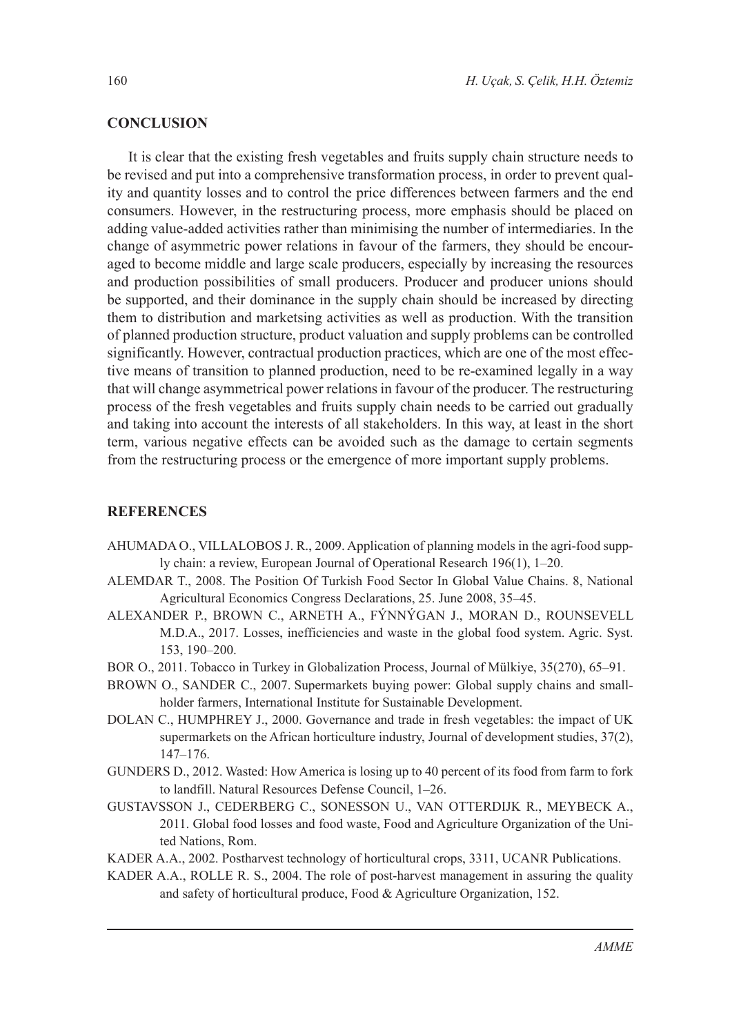## CONCLUSION

It is clear that the existing fresh vegetables and fruits supply chain structure needs to be revised and put into a comprehensive transformation process, in order to prevent quality and quantity losses and to control the price differences between farmers and the end consumers. However, in the restructuring process, more emphasis should be placed on adding value-added activities rather than minimising the number of intermediaries. In the change of asymmetric power relations in favour of the farmers, they should be encouraged to become middle and large scale producers, especially by increasing the resources and production possibilities of small producers. Producer and producer unions should be supported, and their dominance in the supply chain should be increased by directing them to distribution and marketsing activities as well as production. With the transition of planned production structure, product valuation and supply problems can be controlled significantly. However, contractual production practices, which are one of the most effective means of transition to planned production, need to be re-examined legally in a way that will change asymmetrical power relations in favour of the producer. The restructuring process of the fresh vegetables and fruits supply chain needs to be carried out gradually and taking into account the interests of all stakeholders. In this way, at least in the short term, various negative effects can be avoided such as the damage to certain segments from the restructuring process or the emergence of more important supply problems.

## REFERENCES

AHUMADA O., VILLALOBOS J. R., 2009. Application of planning models in the agri-food supply chain: a review, European Journal of Operational Research 196(1), 1–20.

ALEMDAR T., 2008. The Position Of Turkish Food Sector In Global Value Chains. 8, National Agricultural Economics Congress Declarations, 25. June 2008, 35–45.

ALEXANDER P., BROWN C., ARNETH A., FÝNNÝGAN J., MORAN D., ROUNSEVELL M.D.A., 2017. Losses, inefficiencies and waste in the global food system. Agric. Syst. 153, 190–200.

BOR O., 2011. Tobacco in Turkey in Globalization Process, Journal of Mülkiye, 35(270), 65–91.

BROWN O., SANDER C., 2007. Supermarkets buying power: Global supply chains and smallholder farmers, International Institute for Sustainable Development.

DOLAN C., HUMPHREY J., 2000. Governance and trade in fresh vegetables: the impact of UK supermarkets on the African horticulture industry, Journal of development studies, 37(2), 147–176.

GUNDERS D., 2012. Wasted: How America is losing up to 40 percent of its food from farm to fork to landfill. Natural Resources Defense Council, 1–26.

GUSTAVSSON J., CEDERBERG C., SONESSON U., VAN OTTERDIJK R., MEYBECK A., 2011. Global food losses and food waste, Food and Agriculture Organization of the United Nations, Rom.

KADER A.A., 2002. Postharvest technology of horticultural crops, 3311, UCANR Publications.

KADER A.A., ROLLE R. S., 2004. The role of post-harvest management in assuring the quality and safety of horticultural produce, Food & Agriculture Organization, 152.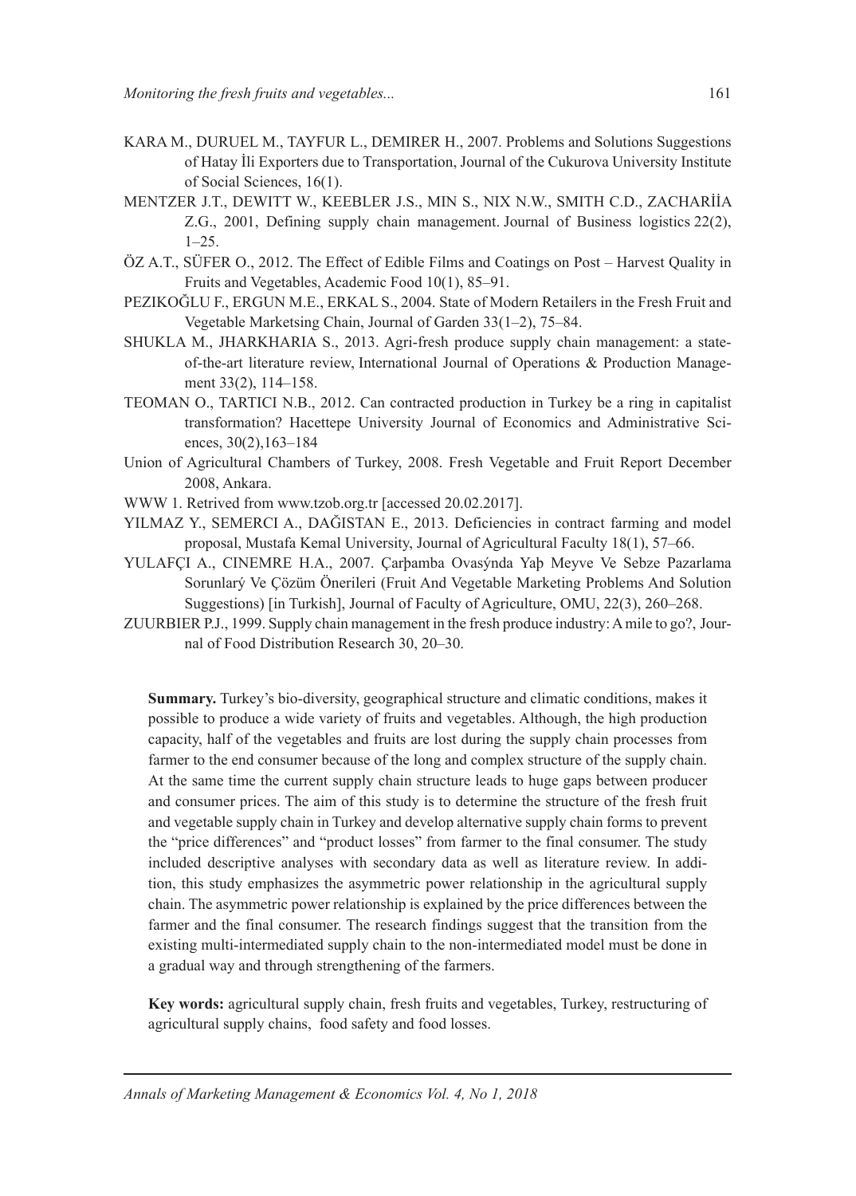KARA M., DURUEL M., TAYFUR L., DEMIRER H., 2007. Problems and Solutions Suggestions of Hatay İli Exporters due to Transportation, Journal of the Cukurova University Institute of Social Sciences, 16(1).

MENTZER J.T., DEWITT W., KEEBLER J.S., MIN S., NIX N.W., SMITH C.D., ZACHARİİA Z.G., 2001, Defining supply chain management. Journal of Business logistics 22(2), 1–25.

ÖZ A.T., SÜFER O., 2012. The Effect of Edible Films and Coatings on Post – Harvest Quality in Fruits and Vegetables, Academic Food 10(1), 85–91.

PEZIKOĞLU F., ERGUN M.E., ERKAL S., 2004. State of Modern Retailers in the Fresh Fruit and Vegetable Marketsing Chain, Journal of Garden 33(1–2), 75–84.

SHUKLA M., JHARKHARIA S., 2013. Agri-fresh produce supply chain management: a state-of-the-art literature review, International Journal of Operations & Production Management 33(2), 114–158.

TEOMAN O., TARTICI N.B., 2012. Can contracted production in Turkey be a ring in capitalist transformation? Hacettepe University Journal of Economics and Administrative Sciences, 30(2),163–184

Union of Agricultural Chambers of Turkey, 2008. Fresh Vegetable and Fruit Report December 2008, Ankara.

WWW 1. Retrived from www.tzob.org.tr [accessed 20.02.2017].

YILMAZ Y., SEMERCI A., DAĞISTAN E., 2013. Deficiencies in contract farming and model proposal, Mustafa Kemal University, Journal of Agricultural Faculty 18(1), 57–66.

YULAFÇI A., CINEMRE H.A., 2007. Çarþamba Ovasýnda Yaþ Meyve Ve Sebze Pazarlama Sorunlarý Ve Çözüm Önerileri (Fruit And Vegetable Marketing Problems And Solution Suggestions) [in Turkish], Journal of Faculty of Agriculture, OMU, 22(3), 260–268.

ZUURBIER P.J., 1999. Supply chain management in the fresh produce industry: A mile to go?, Journal of Food Distribution Research 30, 20–30.

**Summary.** Turkey's bio-diversity, geographical structure and climatic conditions, makes it possible to produce a wide variety of fruits and vegetables. Although, the high production capacity, half of the vegetables and fruits are lost during the supply chain processes from farmer to the end consumer because of the long and complex structure of the supply chain. At the same time the current supply chain structure leads to huge gaps between producer and consumer prices. The aim of this study is to determine the structure of the fresh fruit and vegetable supply chain in Turkey and develop alternative supply chain forms to prevent the "price differences" and "product losses" from farmer to the final consumer. The study included descriptive analyses with secondary data as well as literature review. In addition, this study emphasizes the asymmetric power relationship in the agricultural supply chain. The asymmetric power relationship is explained by the price differences between the farmer and the final consumer. The research findings suggest that the transition from the existing multi-intermediated supply chain to the non-intermediated model must be done in a gradual way and through strengthening of the farmers.

**Key words:** agricultural supply chain, fresh fruits and vegetables, Turkey, restructuring of agricultural supply chains, food safety and food losses.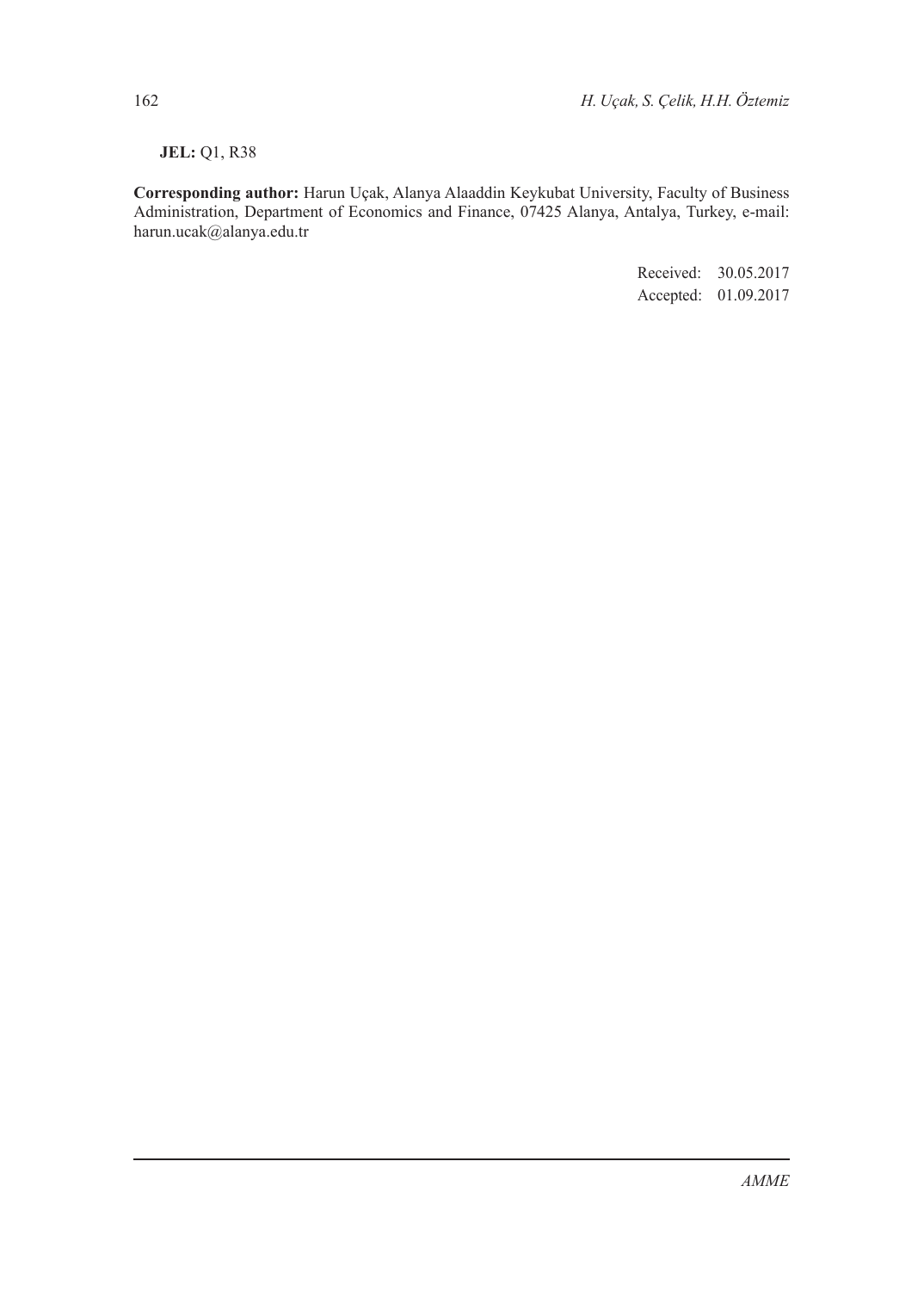**JEL:** Q1, R38

**Corresponding author:** Harun Uçak, Alanya Alaaddin Keykubat University, Faculty of Business Administration, Department of Economics and Finance, 07425 Alanya, Antalya, Turkey, e-mail: harun.ucak@alanya.edu.tr

Received: 30.05.2017
Accepted: 01.09.2017